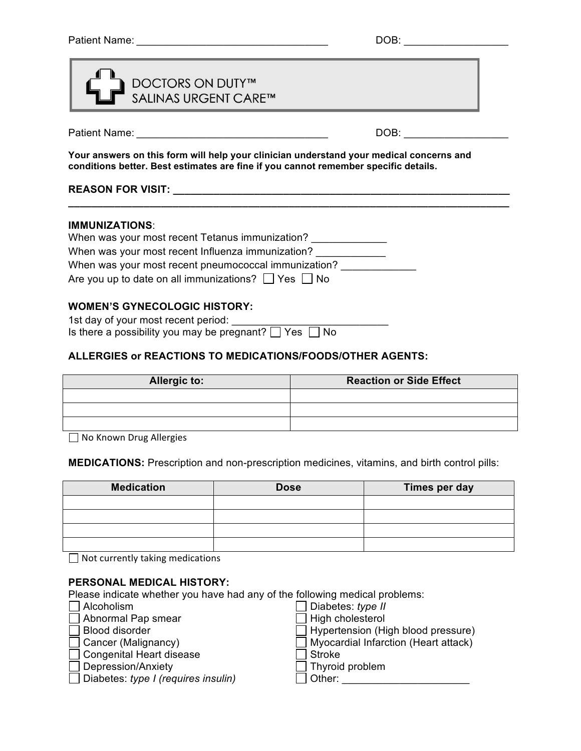Patient Name: ________________________________ DOB: _________________

**DOCTORS ON DUTY™**
**SALINAS URGENT CARE™**

Patient Name: ________________________________ DOB: _________________

**Your answers on this form will help your clinician understand your medical concerns and conditions better. Best estimates are fine if you cannot remember specific details.**

**REASON FOR VISIT: ___________________________________________________________**
**_____________________________________________________________________________**

**IMMUNIZATIONS**:
When was your most recent Tetanus immunization? ____________
When was your most recent Influenza immunization? ___________
When was your most recent pneumococcal immunization? ____________
Are you up to date on all immunizations? ☐ Yes ☐ No

**WOMEN'S GYNECOLOGIC HISTORY:**
1st day of your most recent period: _________________________
Is there a possibility you may be pregnant? ☐ Yes ☐ No

**ALLERGIES or REACTIONS TO MEDICATIONS/FOODS/OTHER AGENTS:**

| Allergic to: | Reaction or Side Effect |
| --- | --- |
| | |
| | |
| | |

☐ No Known Drug Allergies

**MEDICATIONS:** Prescription and non-prescription medicines, vitamins, and birth control pills:

| Medication | Dose | Times per day |
| --- | --- | --- |
| | | |
| | | |
| | | |
| | | |

☐ Not currently taking medications

**PERSONAL MEDICAL HISTORY:**
Please indicate whether you have had any of the following medical problems:

☐ Alcoholism
☐ Abnormal Pap smear
☐ Blood disorder
☐ Cancer (Malignancy)
☐ Congenital Heart disease
☐ Depression/Anxiety
☐ Diabetes: *type I (requires insulin)*
☐ Diabetes: *type II*
☐ High cholesterol
☐ Hypertension (High blood pressure)
☐ Myocardial Infarction (Heart attack)
☐ Stroke
☐ Thyroid problem
☐ Other: _____________________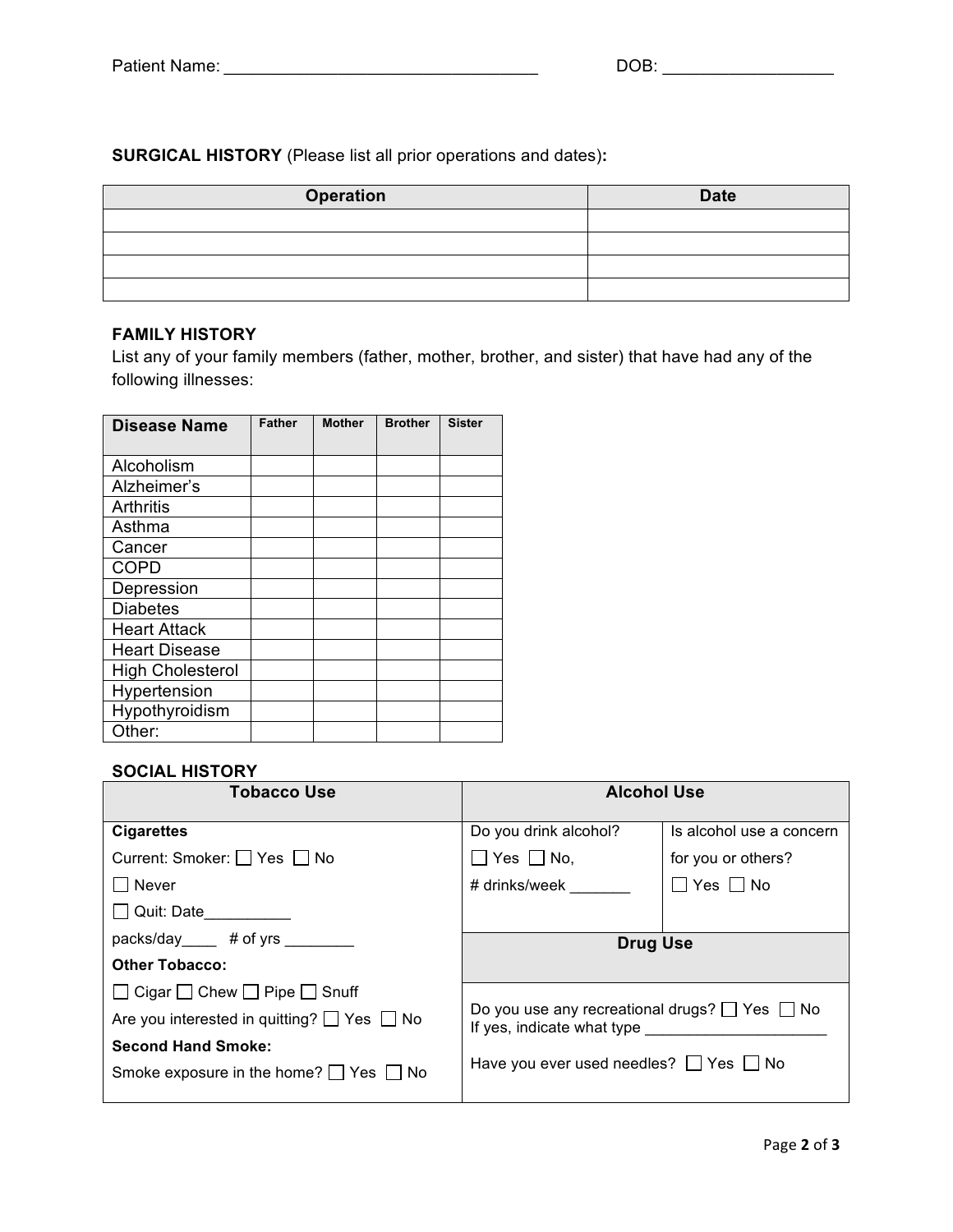Patient Name: _________________________________ DOB: _________________

**SURGICAL HISTORY** (Please list all prior operations and dates)**:**

| Operation | Date |
|---|---|
| | |
| | |
| | |
| | |

**FAMILY HISTORY**

List any of your family members (father, mother, brother, and sister) that have had any of the following illnesses:

| Disease Name | Father | Mother | Brother | Sister |
|---|---|---|---|---|
| Alcoholism | | | | |
| Alzheimer's | | | | |
| Arthritis | | | | |
| Asthma | | | | |
| Cancer | | | | |
| COPD | | | | |
| Depression | | | | |
| Diabetes | | | | |
| Heart Attack | | | | |
| Heart Disease | | | | |
| High Cholesterol | | | | |
| Hypertension | | | | |
| Hypothyroidism | | | | |
| Other: | | | | |

**SOCIAL HISTORY**

| Tobacco Use | Alcohol Use | |
|---|---|---|
| **Cigarettes**<br>Current: Smoker: ☐ Yes ☐ No<br>☐ Never<br>☐ Quit: Date__________<br>packs/day____ # of yrs ________ | Do you drink alcohol?<br>☐ Yes ☐ No,<br># drinks/week _______ | Is alcohol use a concern for you or others?<br>☐ Yes ☐ No |
| **Other Tobacco:**<br>☐ Cigar ☐ Chew ☐ Pipe ☐ Snuff<br>Are you interested in quitting? ☐ Yes ☐ No | **Drug Use** | |
| **Second Hand Smoke:**<br>Smoke exposure in the home? ☐ Yes ☐ No | Do you use any recreational drugs? ☐ Yes ☐ No<br>If yes, indicate what type ______________________<br>Have you ever used needles? ☐ Yes ☐ No | |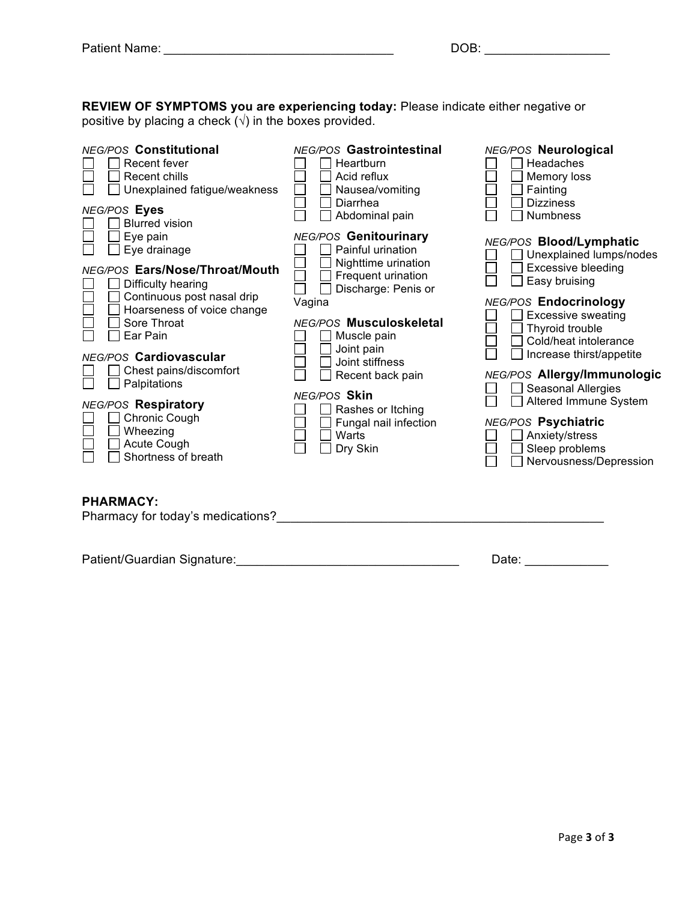Patient Name: ________________________________ DOB: _________________

**REVIEW OF SYMPTOMS you are experiencing today:** Please indicate either negative or positive by placing a check (√) in the boxes provided.

*NEG/POS* **Constitutional**
- ☐ ☐ Recent fever
- ☐ ☐ Recent chills
- ☐ ☐ Unexplained fatigue/weakness

*NEG/POS* **Eyes**
- ☐ ☐ Blurred vision
- ☐ ☐ Eye pain
- ☐ ☐ Eye drainage

*NEG/POS* **Ears/Nose/Throat/Mouth**
- ☐ ☐ Difficulty hearing
- ☐ ☐ Continuous post nasal drip
- ☐ ☐ Hoarseness of voice change
- ☐ ☐ Sore Throat
- ☐ ☐ Ear Pain

*NEG/POS* **Cardiovascular**
- ☐ ☐ Chest pains/discomfort
- ☐ ☐ Palpitations

*NEG/POS* **Respiratory**
- ☐ ☐ Chronic Cough
- ☐ ☐ Wheezing
- ☐ ☐ Acute Cough
- ☐ ☐ Shortness of breath

*NEG/POS* **Gastrointestinal**
- ☐ ☐ Heartburn
- ☐ ☐ Acid reflux
- ☐ ☐ Nausea/vomiting
- ☐ ☐ Diarrhea
- ☐ ☐ Abdominal pain

*NEG/POS* **Genitourinary**
- ☐ ☐ Painful urination
- ☐ ☐ Nighttime urination
- ☐ ☐ Frequent urination
- ☐ ☐ Discharge: Penis or Vagina

*NEG/POS* **Musculoskeletal**
- ☐ ☐ Muscle pain
- ☐ ☐ Joint pain
- ☐ ☐ Joint stiffness
- ☐ ☐ Recent back pain

*NEG/POS* **Skin**
- ☐ ☐ Rashes or Itching
- ☐ ☐ Fungal nail infection
- ☐ ☐ Warts
- ☐ ☐ Dry Skin

*NEG/POS* **Neurological**
- ☐ ☐ Headaches
- ☐ ☐ Memory loss
- ☐ ☐ Fainting
- ☐ ☐ Dizziness
- ☐ ☐ Numbness

*NEG/POS* **Blood/Lymphatic**
- ☐ ☐ Unexplained lumps/nodes
- ☐ ☐ Excessive bleeding
- ☐ ☐ Easy bruising

*NEG/POS* **Endocrinology**
- ☐ ☐ Excessive sweating
- ☐ ☐ Thyroid trouble
- ☐ ☐ Cold/heat intolerance
- ☐ ☐ Increase thirst/appetite

*NEG/POS* **Allergy/Immunologic**
- ☐ ☐ Seasonal Allergies
- ☐ ☐ Altered Immune System

*NEG/POS* **Psychiatric**
- ☐ ☐ Anxiety/stress
- ☐ ☐ Sleep problems
- ☐ ☐ Nervousness/Depression

**PHARMACY:**

Pharmacy for today's medications?_______________________________________________

Patient/Guardian Signature:________________________________ Date: ____________